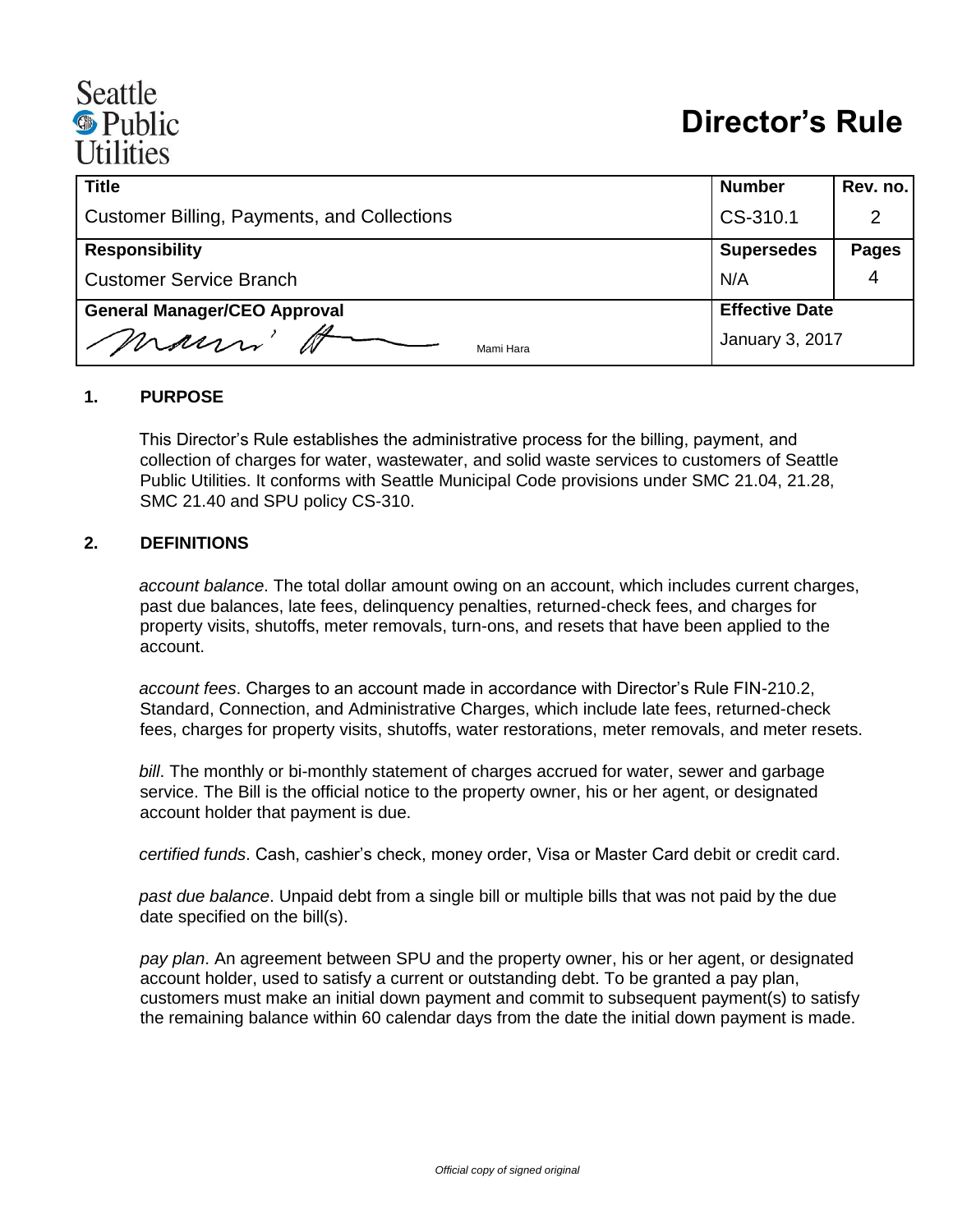Seattle Public Utilities

# Director's Rule

| Title | Number | Rev. no. |
|---|---|---|
| Customer Billing, Payments, and Collections | CS-310.1 | 2 |
| **Responsibility** | **Supersedes** | **Pages** |
| Customer Service Branch | N/A | 4 |
| **General Manager/CEO Approval** | **Effective Date** | |
| Mami Hara | January 3, 2017 | |

## 1. PURPOSE

This Director's Rule establishes the administrative process for the billing, payment, and collection of charges for water, wastewater, and solid waste services to customers of Seattle Public Utilities. It conforms with Seattle Municipal Code provisions under SMC 21.04, 21.28, SMC 21.40 and SPU policy CS-310.

## 2. DEFINITIONS

*account balance*. The total dollar amount owing on an account, which includes current charges, past due balances, late fees, delinquency penalties, returned-check fees, and charges for property visits, shutoffs, meter removals, turn-ons, and resets that have been applied to the account.

*account fees*. Charges to an account made in accordance with Director's Rule FIN-210.2, Standard, Connection, and Administrative Charges, which include late fees, returned-check fees, charges for property visits, shutoffs, water restorations, meter removals, and meter resets.

*bill*. The monthly or bi-monthly statement of charges accrued for water, sewer and garbage service. The Bill is the official notice to the property owner, his or her agent, or designated account holder that payment is due.

*certified funds*. Cash, cashier's check, money order, Visa or Master Card debit or credit card.

*past due balance*. Unpaid debt from a single bill or multiple bills that was not paid by the due date specified on the bill(s).

*pay plan*. An agreement between SPU and the property owner, his or her agent, or designated account holder, used to satisfy a current or outstanding debt. To be granted a pay plan, customers must make an initial down payment and commit to subsequent payment(s) to satisfy the remaining balance within 60 calendar days from the date the initial down payment is made.

*Official copy of signed original*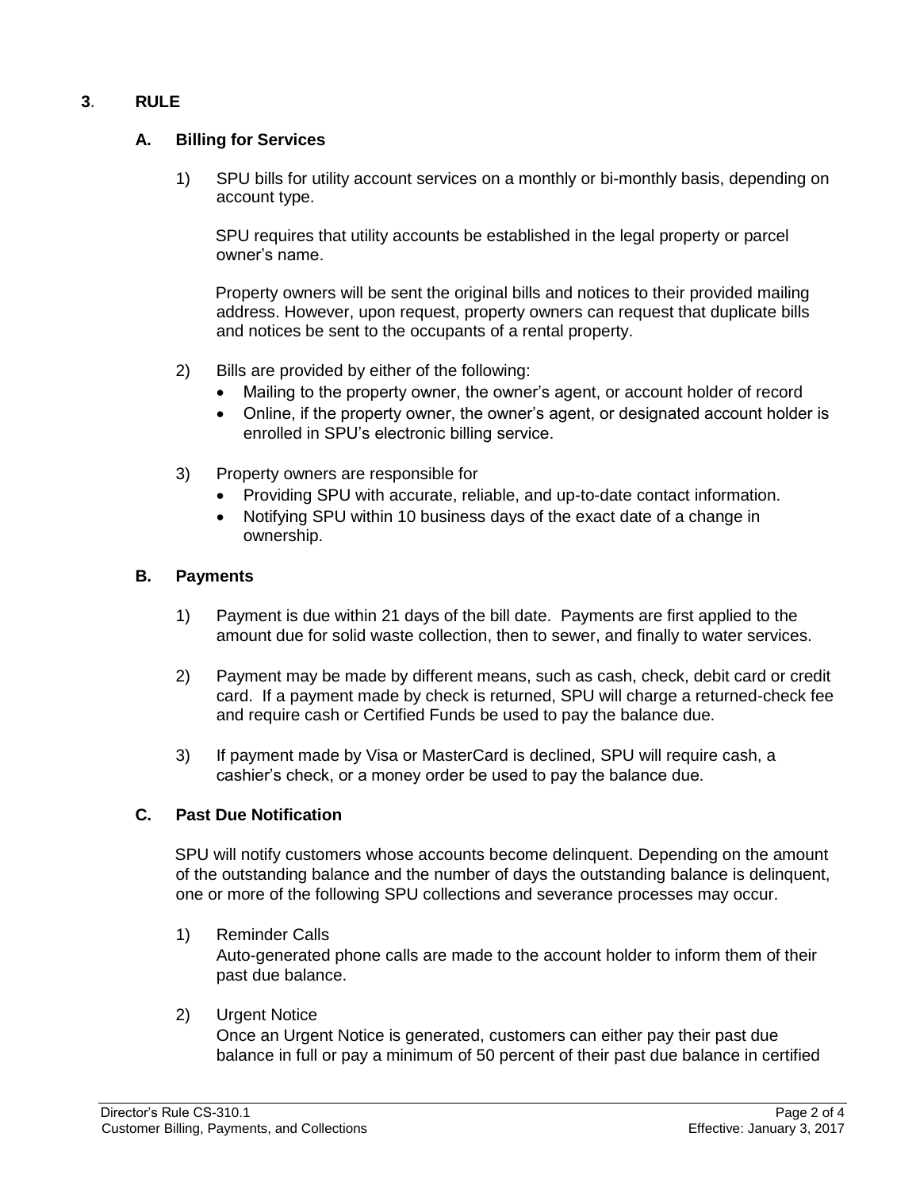## 3. RULE

### A. Billing for Services

1) SPU bills for utility account services on a monthly or bi-monthly basis, depending on account type.

   SPU requires that utility accounts be established in the legal property or parcel owner's name.

   Property owners will be sent the original bills and notices to their provided mailing address. However, upon request, property owners can request that duplicate bills and notices be sent to the occupants of a rental property.

2) Bills are provided by either of the following:
   - Mailing to the property owner, the owner's agent, or account holder of record
   - Online, if the property owner, the owner's agent, or designated account holder is enrolled in SPU's electronic billing service.

3) Property owners are responsible for
   - Providing SPU with accurate, reliable, and up-to-date contact information.
   - Notifying SPU within 10 business days of the exact date of a change in ownership.

### B. Payments

1) Payment is due within 21 days of the bill date. Payments are first applied to the amount due for solid waste collection, then to sewer, and finally to water services.

2) Payment may be made by different means, such as cash, check, debit card or credit card. If a payment made by check is returned, SPU will charge a returned-check fee and require cash or Certified Funds be used to pay the balance due.

3) If payment made by Visa or MasterCard is declined, SPU will require cash, a cashier's check, or a money order be used to pay the balance due.

### C. Past Due Notification

SPU will notify customers whose accounts become delinquent. Depending on the amount of the outstanding balance and the number of days the outstanding balance is delinquent, one or more of the following SPU collections and severance processes may occur.

1) Reminder Calls
   Auto-generated phone calls are made to the account holder to inform them of their past due balance.

2) Urgent Notice
   Once an Urgent Notice is generated, customers can either pay their past due balance in full or pay a minimum of 50 percent of their past due balance in certified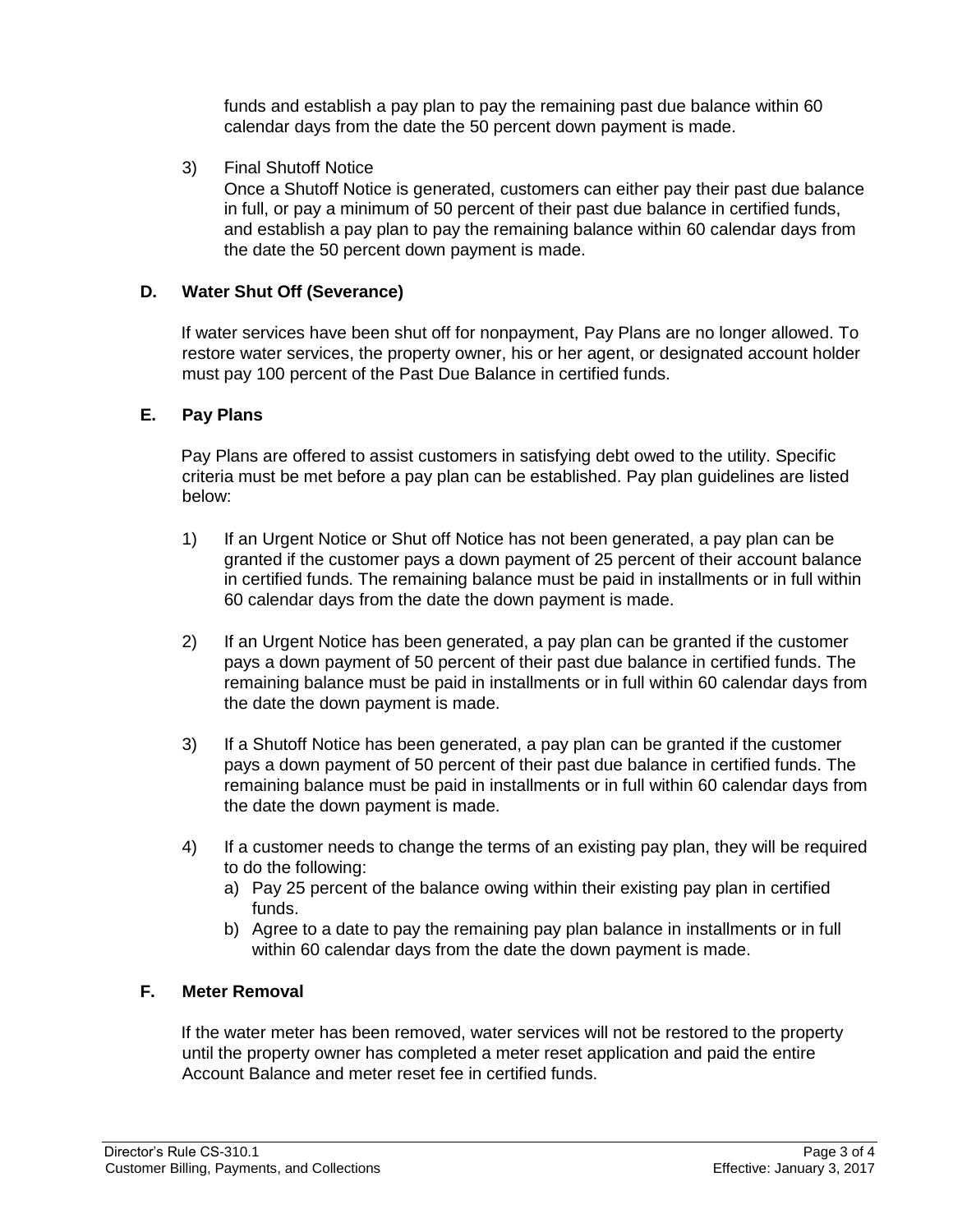funds and establish a pay plan to pay the remaining past due balance within 60 calendar days from the date the 50 percent down payment is made.

3) Final Shutoff Notice
Once a Shutoff Notice is generated, customers can either pay their past due balance in full, or pay a minimum of 50 percent of their past due balance in certified funds, and establish a pay plan to pay the remaining balance within 60 calendar days from the date the 50 percent down payment is made.

### D. Water Shut Off (Severance)

If water services have been shut off for nonpayment, Pay Plans are no longer allowed. To restore water services, the property owner, his or her agent, or designated account holder must pay 100 percent of the Past Due Balance in certified funds.

### E. Pay Plans

Pay Plans are offered to assist customers in satisfying debt owed to the utility. Specific criteria must be met before a pay plan can be established. Pay plan guidelines are listed below:

1) If an Urgent Notice or Shut off Notice has not been generated, a pay plan can be granted if the customer pays a down payment of 25 percent of their account balance in certified funds. The remaining balance must be paid in installments or in full within 60 calendar days from the date the down payment is made.

2) If an Urgent Notice has been generated, a pay plan can be granted if the customer pays a down payment of 50 percent of their past due balance in certified funds. The remaining balance must be paid in installments or in full within 60 calendar days from the date the down payment is made.

3) If a Shutoff Notice has been generated, a pay plan can be granted if the customer pays a down payment of 50 percent of their past due balance in certified funds. The remaining balance must be paid in installments or in full within 60 calendar days from the date the down payment is made.

4) If a customer needs to change the terms of an existing pay plan, they will be required to do the following:
   a) Pay 25 percent of the balance owing within their existing pay plan in certified funds.
   b) Agree to a date to pay the remaining pay plan balance in installments or in full within 60 calendar days from the date the down payment is made.

### F. Meter Removal

If the water meter has been removed, water services will not be restored to the property until the property owner has completed a meter reset application and paid the entire Account Balance and meter reset fee in certified funds.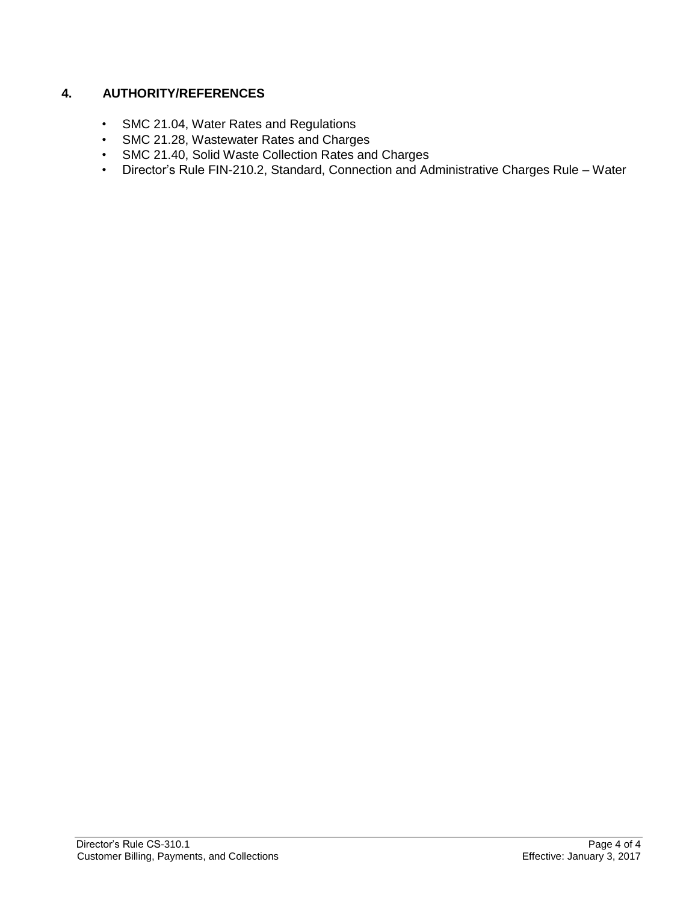## 4. AUTHORITY/REFERENCES

- SMC 21.04, Water Rates and Regulations
- SMC 21.28, Wastewater Rates and Charges
- SMC 21.40, Solid Waste Collection Rates and Charges
- Director's Rule FIN-210.2, Standard, Connection and Administrative Charges Rule – Water